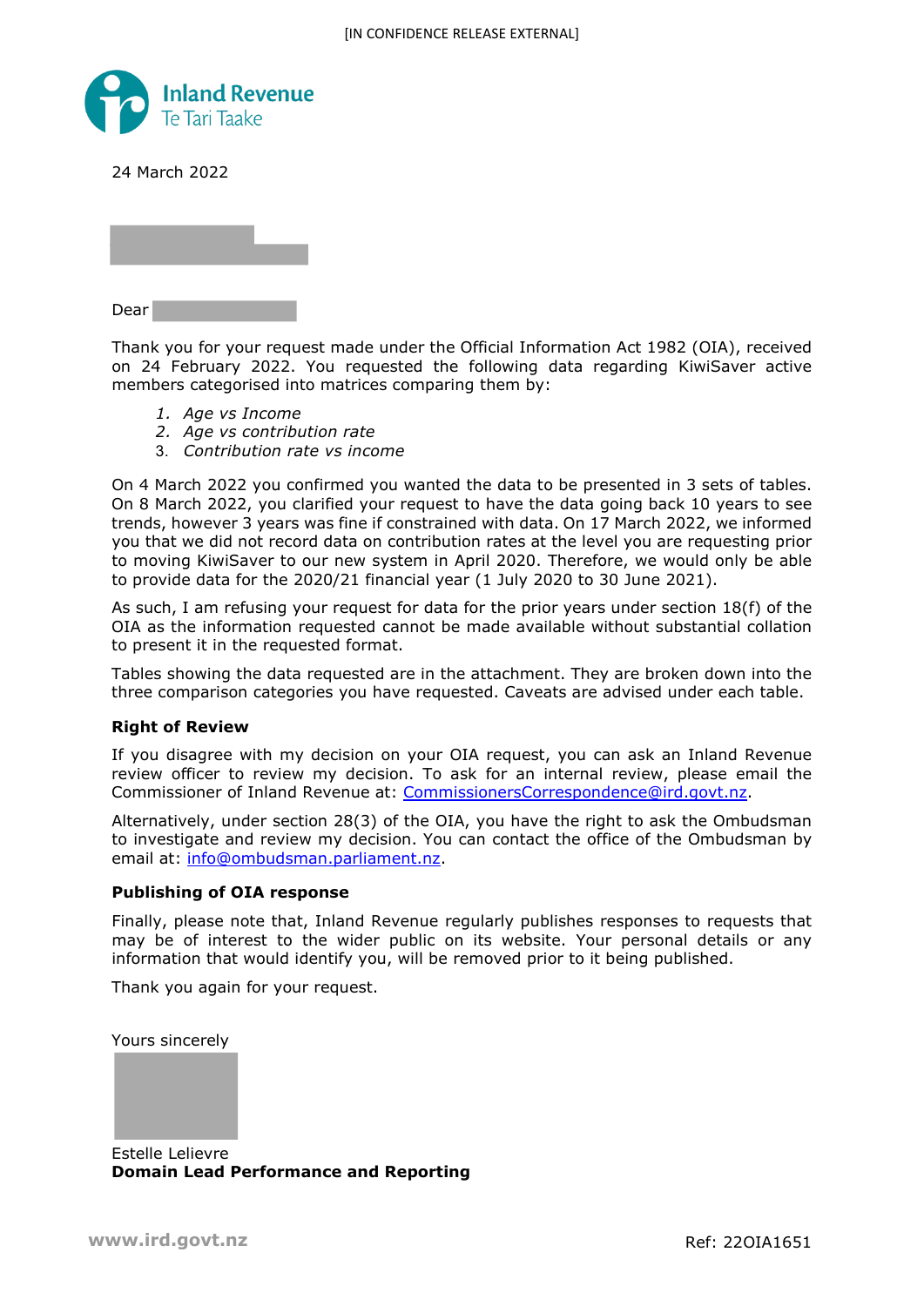[IN CONFIDENCE RELEASE EXTERNAL]

Inland Revenue
Te Tari Taake

24 March 2022

Dear

Thank you for your request made under the Official Information Act 1982 (OIA), received on 24 February 2022. You requested the following data regarding KiwiSaver active members categorised into matrices comparing them by:

1. *Age vs Income*
2. *Age vs contribution rate*
3. *Contribution rate vs income*

On 4 March 2022 you confirmed you wanted the data to be presented in 3 sets of tables. On 8 March 2022, you clarified your request to have the data going back 10 years to see trends, however 3 years was fine if constrained with data. On 17 March 2022, we informed you that we did not record data on contribution rates at the level you are requesting prior to moving KiwiSaver to our new system in April 2020. Therefore, we would only be able to provide data for the 2020/21 financial year (1 July 2020 to 30 June 2021).

As such, I am refusing your request for data for the prior years under section 18(f) of the OIA as the information requested cannot be made available without substantial collation to present it in the requested format.

Tables showing the data requested are in the attachment. They are broken down into the three comparison categories you have requested. Caveats are advised under each table.

**Right of Review**

If you disagree with my decision on your OIA request, you can ask an Inland Revenue review officer to review my decision. To ask for an internal review, please email the Commissioner of Inland Revenue at: CommissionersCorrespondence@ird.govt.nz.

Alternatively, under section 28(3) of the OIA, you have the right to ask the Ombudsman to investigate and review my decision. You can contact the office of the Ombudsman by email at: info@ombudsman.parliament.nz.

**Publishing of OIA response**

Finally, please note that, Inland Revenue regularly publishes responses to requests that may be of interest to the wider public on its website. Your personal details or any information that would identify you, will be removed prior to it being published.

Thank you again for your request.

Yours sincerely

Estelle Lelievre
**Domain Lead Performance and Reporting**

www.ird.govt.nz

Ref: 22OIA1651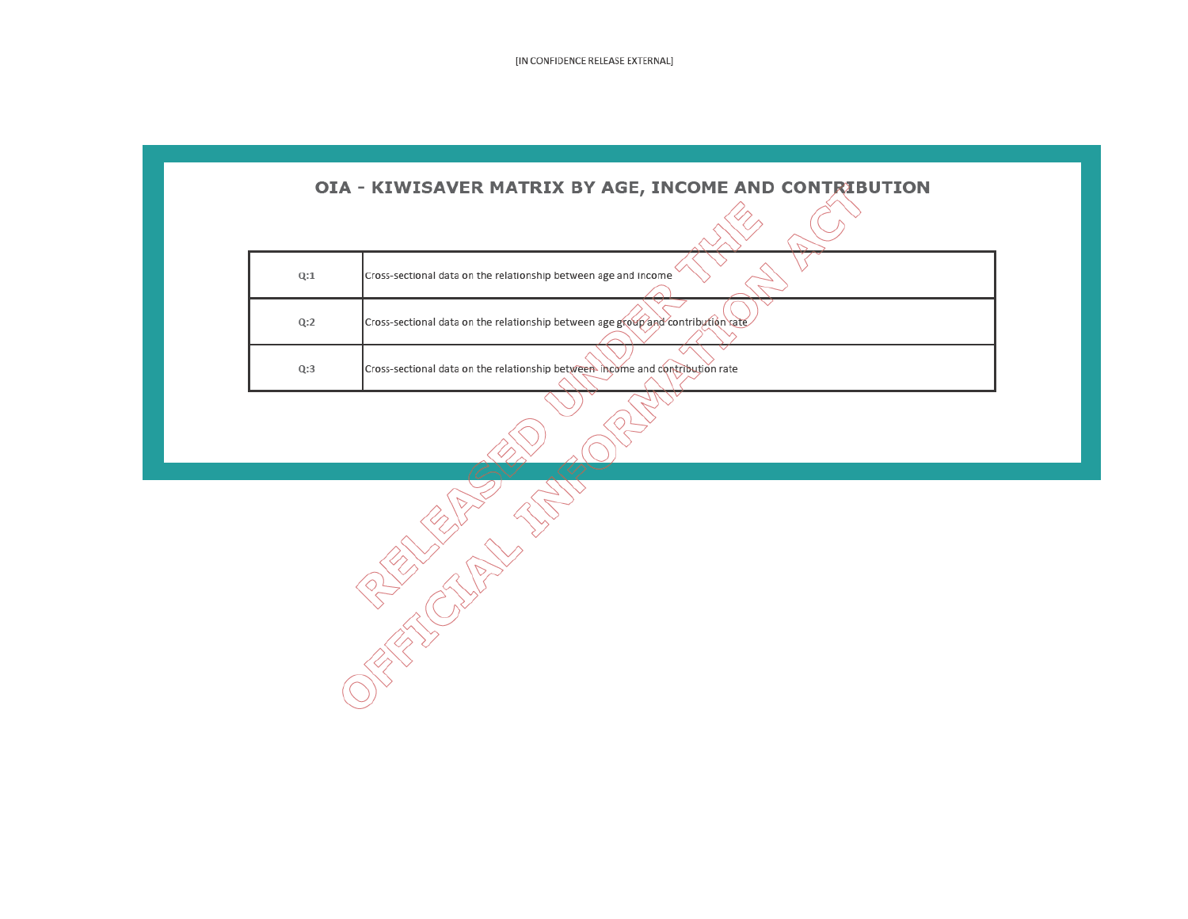[IN CONFIDENCE RELEASE EXTERNAL]

# OIA - KIWISAVER MATRIX BY AGE, INCOME AND CONTRIBUTION

| | |
|---|---|
| Q:1 | Cross-sectional data on the relationship between age and income |
| Q:2 | Cross-sectional data on the relationship between age group and contribution rate |
| Q:3 | Cross-sectional data on the relationship between income and contribution rate |

RELEASED UNDER THE OFFICIAL INFORMATION ACT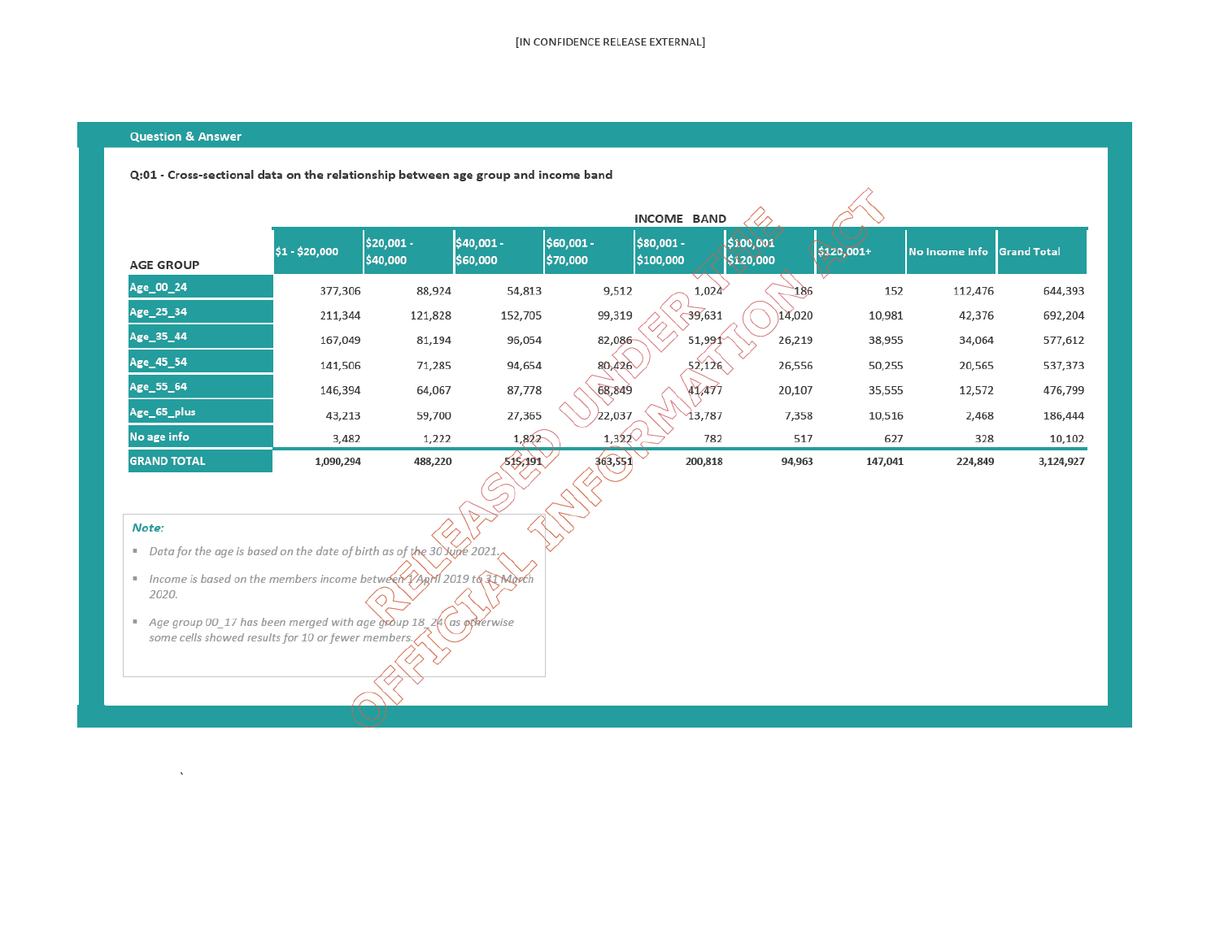[IN CONFIDENCE RELEASE EXTERNAL]

**Question & Answer**

**Q:01 - Cross-sectional data on the relationship between age group and income band**

| AGE GROUP | INCOME BAND | | | | | | | | |
|---|---|---|---|---|---|---|---|---|---|
| | $1 - $20,000 | $20,001 - $40,000 | $40,001 - $60,000 | $60,001 - $70,000 | $80,001 - $100,000 | $100,001 - $120,000 | $120,001+ | No Income Info | Grand Total |
| Age_00_24 | 377,306 | 88,924 | 54,813 | 9,512 | 1,024 | 186 | 152 | 112,476 | 644,393 |
| Age_25_34 | 211,344 | 121,828 | 152,705 | 99,319 | 39,631 | 14,020 | 10,981 | 42,376 | 692,204 |
| Age_35_44 | 167,049 | 81,194 | 96,054 | 82,086 | 51,991 | 26,219 | 38,955 | 34,064 | 577,612 |
| Age_45_54 | 141,506 | 71,285 | 94,654 | 80,426 | 52,126 | 26,556 | 50,255 | 20,565 | 537,373 |
| Age_55_64 | 146,394 | 64,067 | 87,778 | 68,849 | 41,477 | 20,107 | 35,555 | 12,572 | 476,799 |
| Age_65_plus | 43,213 | 59,700 | 27,365 | 22,037 | 13,787 | 7,358 | 10,516 | 2,468 | 186,444 |
| No age info | 3,482 | 1,222 | 1,822 | 1,322 | 782 | 517 | 627 | 328 | 10,102 |
| **GRAND TOTAL** | **1,090,294** | **488,220** | **515,191** | **363,551** | **200,818** | **94,963** | **147,041** | **224,849** | **3,124,927** |

***Note:***

- *Data for the age is based on the date of birth as of the 30 June 2021.*
- *Income is based on the members income between 1 April 2019 to 31 March 2020.*
- *Age group 00_17 has been merged with age group 18_24 as otherwise some cells showed results for 10 or fewer members.*

RELEASED UNDER THE OFFICIAL INFORMATION ACT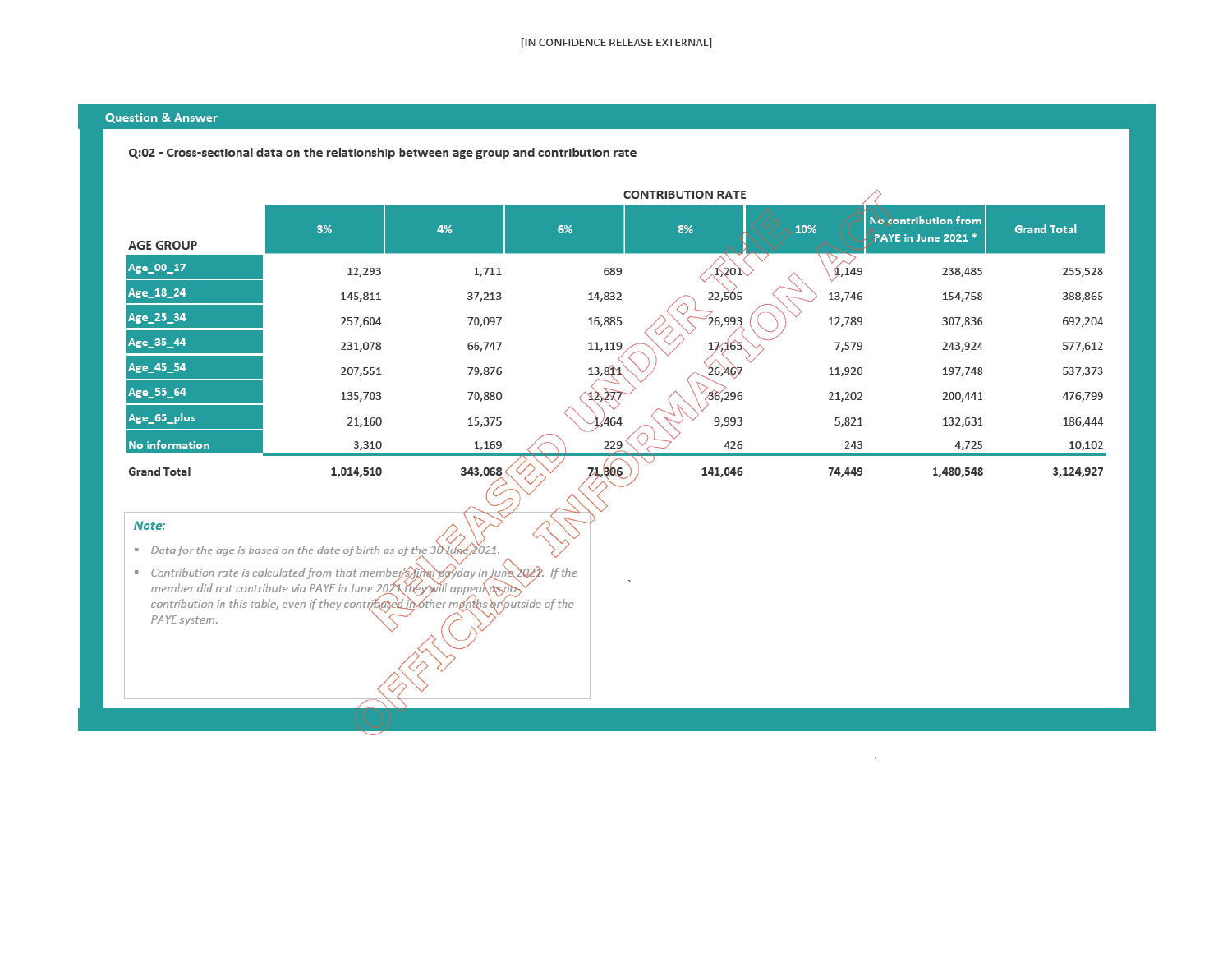[IN CONFIDENCE RELEASE EXTERNAL]

**Question & Answer**

**Q:02 - Cross-sectional data on the relationship between age group and contribution rate**

| AGE GROUP | CONTRIBUTION RATE | | | | | | |
|---|---|---|---|---|---|---|---|
| | 3% | 4% | 6% | 8% | 10% | No contribution from PAYE in June 2021 * | Grand Total |
| Age_00_17 | 12,293 | 1,711 | 689 | 1,201 | 1,149 | 238,485 | 255,528 |
| Age_18_24 | 145,811 | 37,213 | 14,832 | 22,505 | 13,746 | 154,758 | 388,865 |
| Age_25_34 | 257,604 | 70,097 | 16,885 | 26,993 | 12,789 | 307,836 | 692,204 |
| Age_35_44 | 231,078 | 66,747 | 11,119 | 17,165 | 7,579 | 243,924 | 577,612 |
| Age_45_54 | 207,551 | 79,876 | 13,811 | 26,467 | 11,920 | 197,748 | 537,373 |
| Age_55_64 | 135,703 | 70,880 | 12,277 | 36,296 | 21,202 | 200,441 | 476,799 |
| Age_65_plus | 21,160 | 15,375 | 1,464 | 9,993 | 5,821 | 132,631 | 186,444 |
| No information | 3,310 | 1,169 | 229 | 426 | 243 | 4,725 | 10,102 |
| **Grand Total** | **1,014,510** | **343,068** | **71,306** | **141,046** | **74,449** | **1,480,548** | **3,124,927** |

***Note:***

- *Data for the age is based on the date of birth as of the 30 June 2021.*
- *Contribution rate is calculated from that member's final payday in June 2021. If the member did not contribute via PAYE in June 2021 they will appear as no contribution in this table, even if they contributed in other months or outside of the PAYE system.*

RELEASED UNDER THE OFFICIAL INFORMATION ACT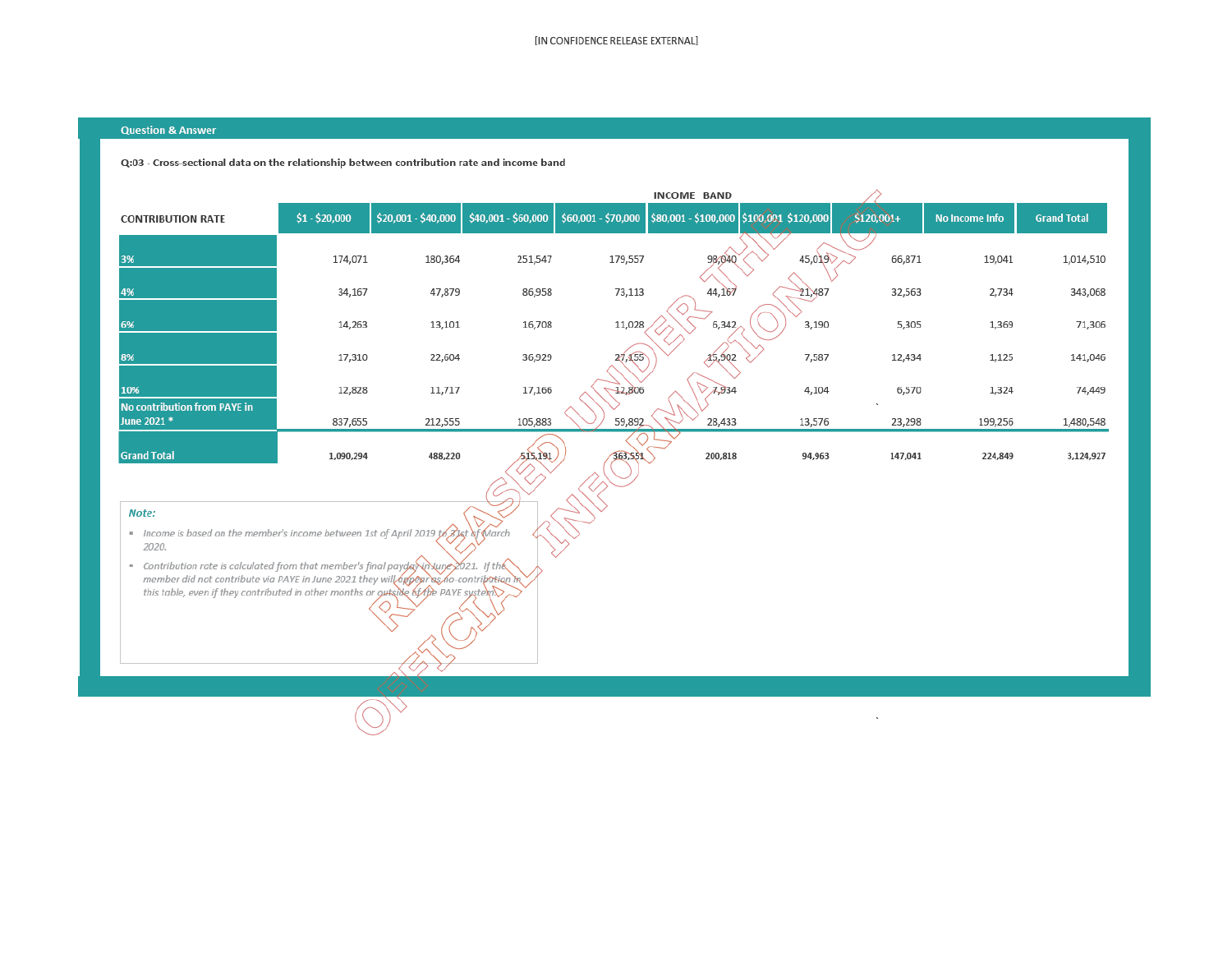[IN CONFIDENCE RELEASE EXTERNAL]

**Question & Answer**

**Q:03 - Cross-sectional data on the relationship between contribution rate and income band**

| | INCOME BAND | | | | | | | | |
|---|---|---|---|---|---|---|---|---|---|
| **CONTRIBUTION RATE** | $1 - $20,000 | $20,001 - $40,000 | $40,001 - $60,000 | $60,001 - $70,000 | $80,001 - $100,000 | $100,001 $120,000 | $120,001+ | No Income Info | Grand Total |
| 3% | 174,071 | 180,364 | 251,547 | 179,557 | 98,040 | 45,019 | 66,871 | 19,041 | 1,014,510 |
| 4% | 34,167 | 47,879 | 86,958 | 73,113 | 44,167 | 21,487 | 32,563 | 2,734 | 343,068 |
| 6% | 14,263 | 13,101 | 16,708 | 11,028 | 6,342 | 3,190 | 5,305 | 1,369 | 71,306 |
| 8% | 17,310 | 22,604 | 36,929 | 27,155 | 15,902 | 7,587 | 12,434 | 1,125 | 141,046 |
| 10% | 12,828 | 11,717 | 17,166 | 12,806 | 7,934 | 4,104 | 6,570 | 1,324 | 74,449 |
| No contribution from PAYE in June 2021 * | 837,655 | 212,555 | 105,883 | 59,892 | 28,433 | 13,576 | 23,298 | 199,256 | 1,480,548 |
| Grand Total | 1,090,294 | 488,220 | 515,191 | 363,551 | 200,818 | 94,963 | 147,041 | 224,849 | 3,124,927 |

***Note:***

- *Income is based on the member's income between 1st of April 2019 to 31st of March 2020.*
- *Contribution rate is calculated from that member's final payday in June 2021. If the member did not contribute via PAYE in June 2021 they will appear as no-contribution in this table, even if they contributed in other months or outside of the PAYE system.*

RELEASED UNDER THE OFFICIAL INFORMATION ACT